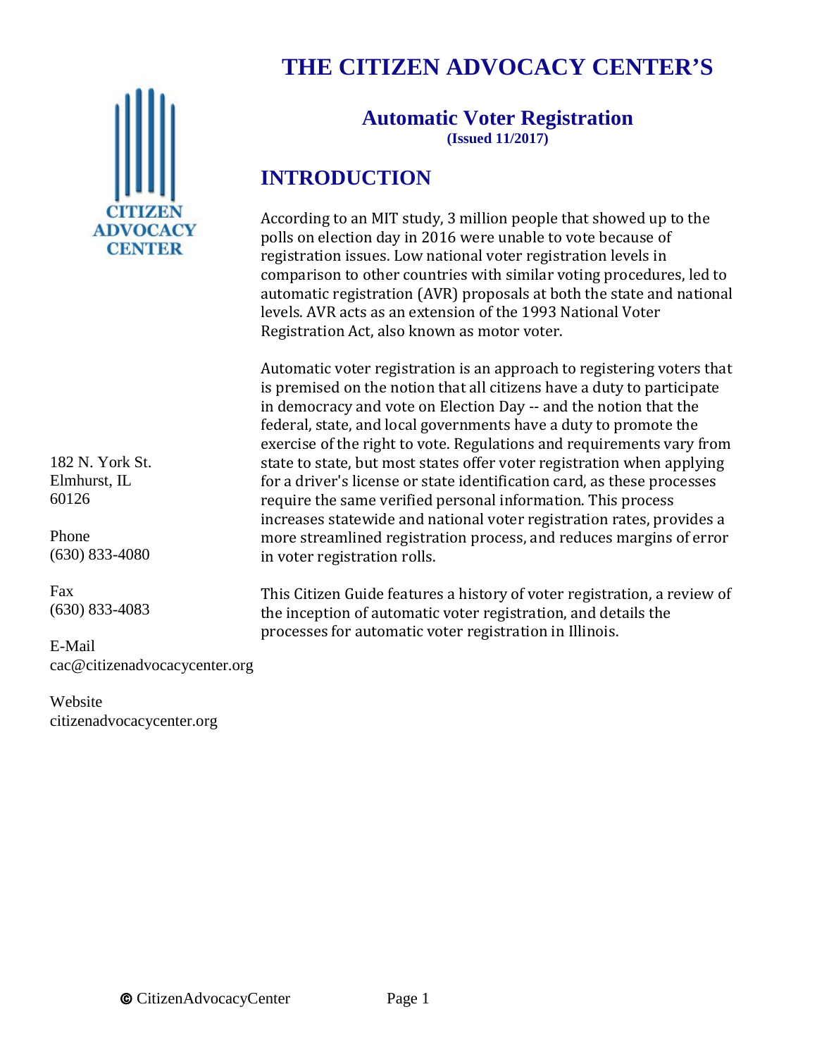# THE CITIZEN ADVOCACY CENTER'S

## Automatic Voter Registration

**(Issued 11/2017)**

182 N. York St.
Elmhurst, IL
60126

Phone
(630) 833-4080

Fax
(630) 833-4083

E-Mail
cac@citizenadvocacycenter.org

Website
citizenadvocacycenter.org

## INTRODUCTION

According to an MIT study, 3 million people that showed up to the polls on election day in 2016 were unable to vote because of registration issues. Low national voter registration levels in comparison to other countries with similar voting procedures, led to automatic registration (AVR) proposals at both the state and national levels. AVR acts as an extension of the 1993 National Voter Registration Act, also known as motor voter.

Automatic voter registration is an approach to registering voters that is premised on the notion that all citizens have a duty to participate in democracy and vote on Election Day -- and the notion that the federal, state, and local governments have a duty to promote the exercise of the right to vote. Regulations and requirements vary from state to state, but most states offer voter registration when applying for a driver's license or state identification card, as these processes require the same verified personal information. This process increases statewide and national voter registration rates, provides a more streamlined registration process, and reduces margins of error in voter registration rolls.

This Citizen Guide features a history of voter registration, a review of the inception of automatic voter registration, and details the processes for automatic voter registration in Illinois.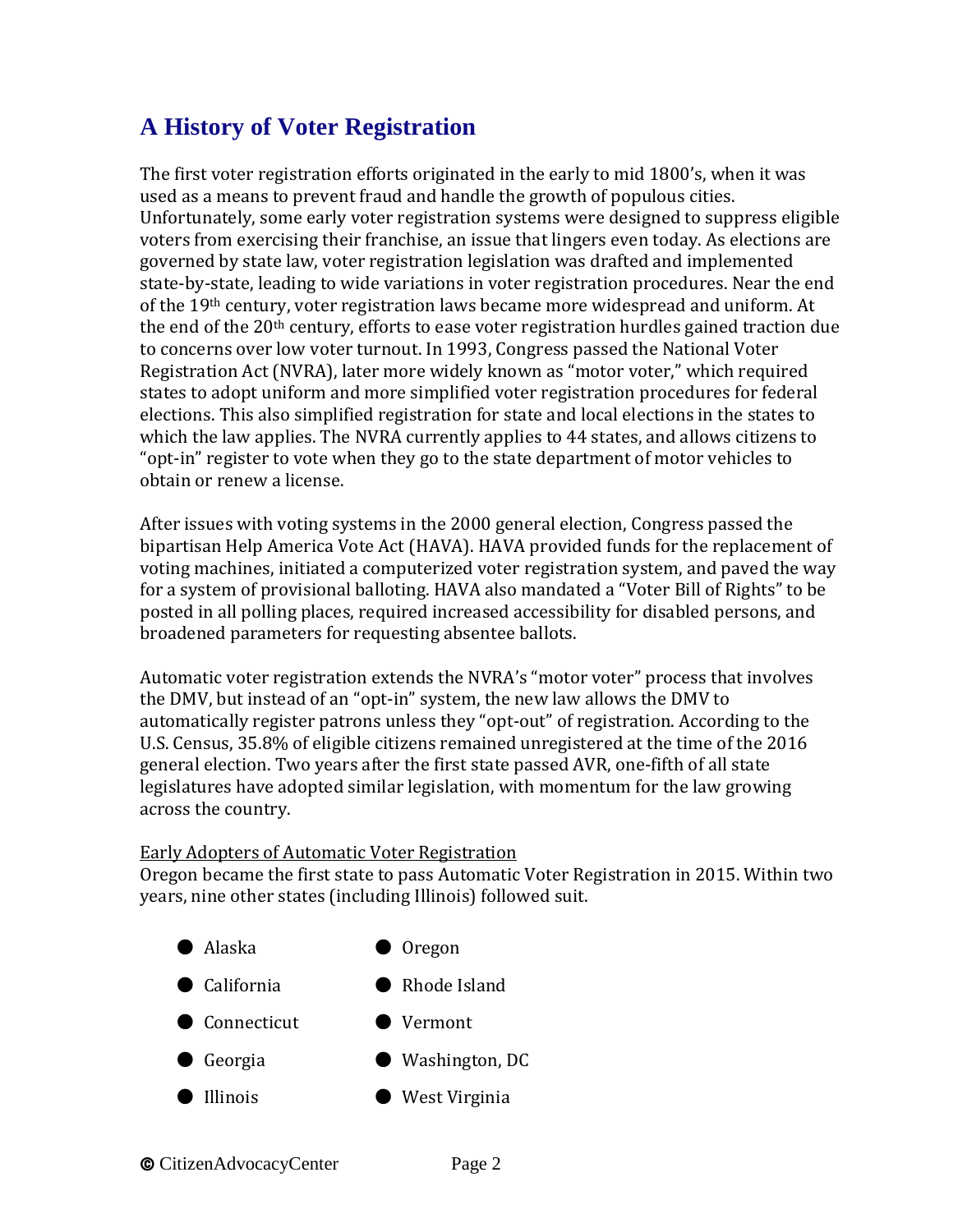# A History of Voter Registration

The first voter registration efforts originated in the early to mid 1800's, when it was used as a means to prevent fraud and handle the growth of populous cities. Unfortunately, some early voter registration systems were designed to suppress eligible voters from exercising their franchise, an issue that lingers even today. As elections are governed by state law, voter registration legislation was drafted and implemented state-by-state, leading to wide variations in voter registration procedures. Near the end of the 19th century, voter registration laws became more widespread and uniform. At the end of the 20th century, efforts to ease voter registration hurdles gained traction due to concerns over low voter turnout. In 1993, Congress passed the National Voter Registration Act (NVRA), later more widely known as "motor voter," which required states to adopt uniform and more simplified voter registration procedures for federal elections. This also simplified registration for state and local elections in the states to which the law applies. The NVRA currently applies to 44 states, and allows citizens to "opt-in" register to vote when they go to the state department of motor vehicles to obtain or renew a license.

After issues with voting systems in the 2000 general election, Congress passed the bipartisan Help America Vote Act (HAVA). HAVA provided funds for the replacement of voting machines, initiated a computerized voter registration system, and paved the way for a system of provisional balloting. HAVA also mandated a "Voter Bill of Rights" to be posted in all polling places, required increased accessibility for disabled persons, and broadened parameters for requesting absentee ballots.

Automatic voter registration extends the NVRA's "motor voter" process that involves the DMV, but instead of an "opt-in" system, the new law allows the DMV to automatically register patrons unless they "opt-out" of registration. According to the U.S. Census, 35.8% of eligible citizens remained unregistered at the time of the 2016 general election. Two years after the first state passed AVR, one-fifth of all state legislatures have adopted similar legislation, with momentum for the law growing across the country.

<u>Early Adopters of Automatic Voter Registration</u>

Oregon became the first state to pass Automatic Voter Registration in 2015. Within two years, nine other states (including Illinois) followed suit.

- Alaska
- California
- Connecticut
- Georgia
- Illinois
- Oregon
- Rhode Island
- Vermont
- Washington, DC
- West Virginia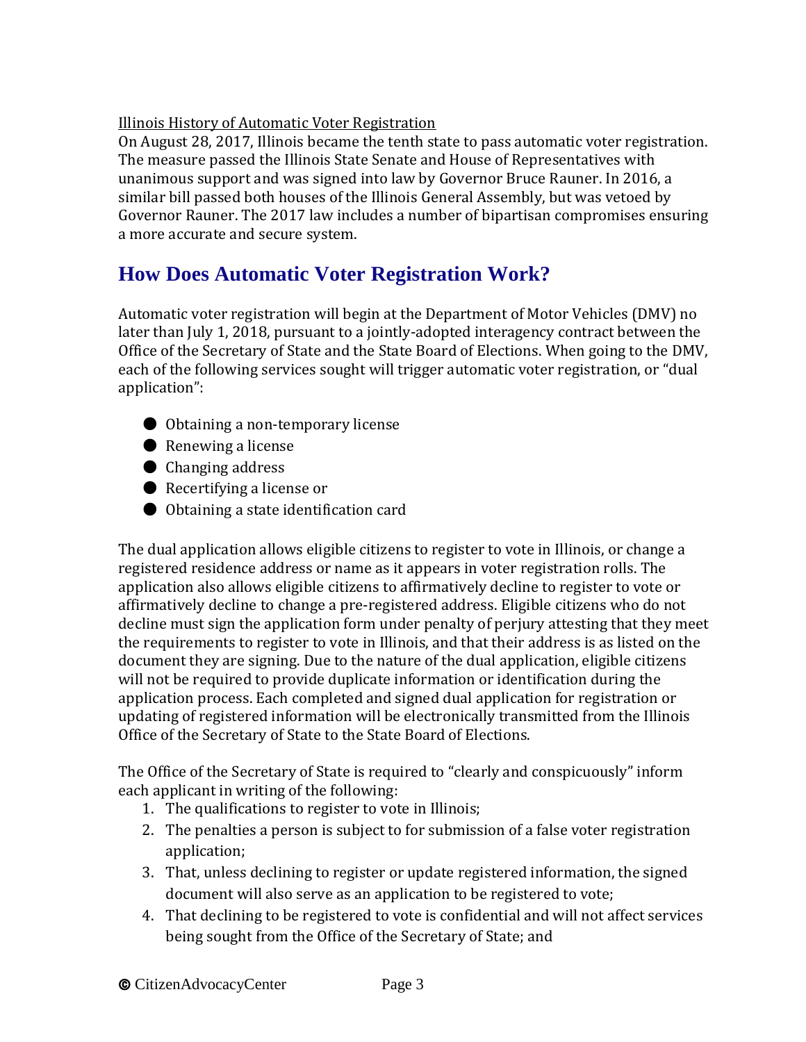<u>Illinois History of Automatic Voter Registration</u>

On August 28, 2017, Illinois became the tenth state to pass automatic voter registration. The measure passed the Illinois State Senate and House of Representatives with unanimous support and was signed into law by Governor Bruce Rauner. In 2016, a similar bill passed both houses of the Illinois General Assembly, but was vetoed by Governor Rauner. The 2017 law includes a number of bipartisan compromises ensuring a more accurate and secure system.

## How Does Automatic Voter Registration Work?

Automatic voter registration will begin at the Department of Motor Vehicles (DMV) no later than July 1, 2018, pursuant to a jointly-adopted interagency contract between the Office of the Secretary of State and the State Board of Elections. When going to the DMV, each of the following services sought will trigger automatic voter registration, or "dual application":

- Obtaining a non-temporary license
- Renewing a license
- Changing address
- Recertifying a license or
- Obtaining a state identification card

The dual application allows eligible citizens to register to vote in Illinois, or change a registered residence address or name as it appears in voter registration rolls. The application also allows eligible citizens to affirmatively decline to register to vote or affirmatively decline to change a pre-registered address. Eligible citizens who do not decline must sign the application form under penalty of perjury attesting that they meet the requirements to register to vote in Illinois, and that their address is as listed on the document they are signing. Due to the nature of the dual application, eligible citizens will not be required to provide duplicate information or identification during the application process. Each completed and signed dual application for registration or updating of registered information will be electronically transmitted from the Illinois Office of the Secretary of State to the State Board of Elections.

The Office of the Secretary of State is required to "clearly and conspicuously" inform each applicant in writing of the following:

1. The qualifications to register to vote in Illinois;
2. The penalties a person is subject to for submission of a false voter registration application;
3. That, unless declining to register or update registered information, the signed document will also serve as an application to be registered to vote;
4. That declining to be registered to vote is confidential and will not affect services being sought from the Office of the Secretary of State; and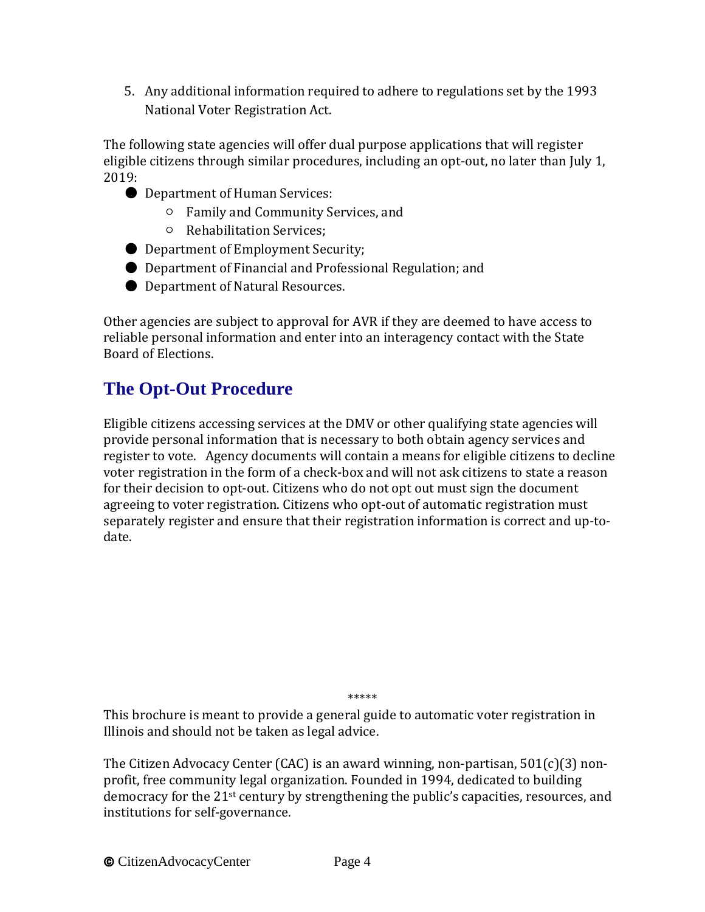5. Any additional information required to adhere to regulations set by the 1993 National Voter Registration Act.

The following state agencies will offer dual purpose applications that will register eligible citizens through similar procedures, including an opt-out, no later than July 1, 2019:

- Department of Human Services:
  - Family and Community Services, and
  - Rehabilitation Services;
- Department of Employment Security;
- Department of Financial and Professional Regulation; and
- Department of Natural Resources.

Other agencies are subject to approval for AVR if they are deemed to have access to reliable personal information and enter into an interagency contact with the State Board of Elections.

## The Opt-Out Procedure

Eligible citizens accessing services at the DMV or other qualifying state agencies will provide personal information that is necessary to both obtain agency services and register to vote. Agency documents will contain a means for eligible citizens to decline voter registration in the form of a check-box and will not ask citizens to state a reason for their decision to opt-out. Citizens who do not opt out must sign the document agreeing to voter registration. Citizens who opt-out of automatic registration must separately register and ensure that their registration information is correct and up-to-date.

*****

This brochure is meant to provide a general guide to automatic voter registration in Illinois and should not be taken as legal advice.

The Citizen Advocacy Center (CAC) is an award winning, non-partisan, 501(c)(3) non-profit, free community legal organization. Founded in 1994, dedicated to building democracy for the 21st century by strengthening the public's capacities, resources, and institutions for self-governance.